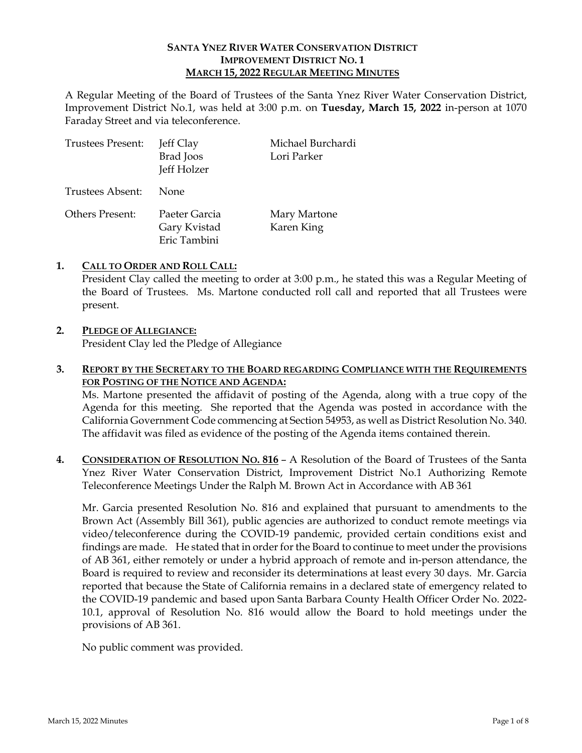# SANTA YNEZ RIVER WATER CONSERVATION DISTRICT
## IMPROVEMENT DISTRICT NO. 1
## MARCH 15, 2022 REGULAR MEETING MINUTES

A Regular Meeting of the Board of Trustees of the Santa Ynez River Water Conservation District, Improvement District No.1, was held at 3:00 p.m. on **Tuesday, March 15, 2022** in-person at 1070 Faraday Street and via teleconference.

| | | |
|---|---|---|
| Trustees Present: | Jeff Clay<br>Brad Joos<br>Jeff Holzer | Michael Burchardi<br>Lori Parker |
| Trustees Absent: | None | |
| Others Present: | Paeter Garcia<br>Gary Kvistad<br>Eric Tambini | Mary Martone<br>Karen King |

**1. CALL TO ORDER AND ROLL CALL:**

President Clay called the meeting to order at 3:00 p.m., he stated this was a Regular Meeting of the Board of Trustees. Ms. Martone conducted roll call and reported that all Trustees were present.

**2. PLEDGE OF ALLEGIANCE:**

President Clay led the Pledge of Allegiance

**3. REPORT BY THE SECRETARY TO THE BOARD REGARDING COMPLIANCE WITH THE REQUIREMENTS FOR POSTING OF THE NOTICE AND AGENDA:**

Ms. Martone presented the affidavit of posting of the Agenda, along with a true copy of the Agenda for this meeting. She reported that the Agenda was posted in accordance with the California Government Code commencing at Section 54953, as well as District Resolution No. 340. The affidavit was filed as evidence of the posting of the Agenda items contained therein.

**4. CONSIDERATION OF RESOLUTION NO. 816** – A Resolution of the Board of Trustees of the Santa Ynez River Water Conservation District, Improvement District No.1 Authorizing Remote Teleconference Meetings Under the Ralph M. Brown Act in Accordance with AB 361

Mr. Garcia presented Resolution No. 816 and explained that pursuant to amendments to the Brown Act (Assembly Bill 361), public agencies are authorized to conduct remote meetings via video/teleconference during the COVID-19 pandemic, provided certain conditions exist and findings are made. He stated that in order for the Board to continue to meet under the provisions of AB 361, either remotely or under a hybrid approach of remote and in-person attendance, the Board is required to review and reconsider its determinations at least every 30 days. Mr. Garcia reported that because the State of California remains in a declared state of emergency related to the COVID-19 pandemic and based upon Santa Barbara County Health Officer Order No. 2022-10.1, approval of Resolution No. 816 would allow the Board to hold meetings under the provisions of AB 361.

No public comment was provided.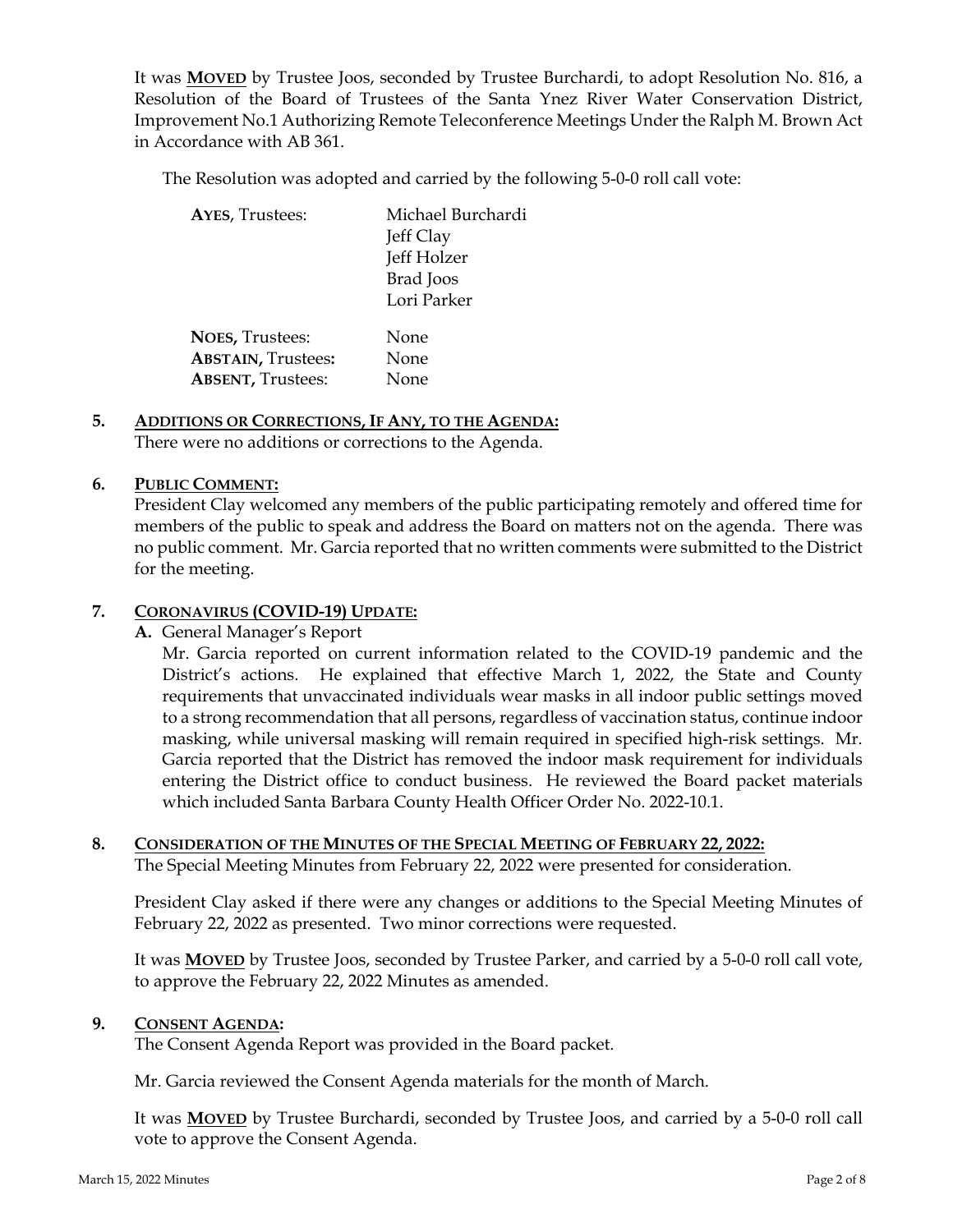It was **MOVED** by Trustee Joos, seconded by Trustee Burchardi, to adopt Resolution No. 816, a Resolution of the Board of Trustees of the Santa Ynez River Water Conservation District, Improvement No.1 Authorizing Remote Teleconference Meetings Under the Ralph M. Brown Act in Accordance with AB 361.

The Resolution was adopted and carried by the following 5-0-0 roll call vote:

| | |
|---|---|
| **AYES**, Trustees: | Michael Burchardi |
| | Jeff Clay |
| | Jeff Holzer |
| | Brad Joos |
| | Lori Parker |
| **NOES**, Trustees: | None |
| **ABSTAIN**, Trustees: | None |
| **ABSENT**, Trustees: | None |

**5. ADDITIONS OR CORRECTIONS, IF ANY, TO THE AGENDA:**

There were no additions or corrections to the Agenda.

**6. PUBLIC COMMENT:**

President Clay welcomed any members of the public participating remotely and offered time for members of the public to speak and address the Board on matters not on the agenda. There was no public comment. Mr. Garcia reported that no written comments were submitted to the District for the meeting.

**7. CORONAVIRUS (COVID-19) UPDATE:**

**A.** General Manager's Report

Mr. Garcia reported on current information related to the COVID-19 pandemic and the District's actions. He explained that effective March 1, 2022, the State and County requirements that unvaccinated individuals wear masks in all indoor public settings moved to a strong recommendation that all persons, regardless of vaccination status, continue indoor masking, while universal masking will remain required in specified high-risk settings. Mr. Garcia reported that the District has removed the indoor mask requirement for individuals entering the District office to conduct business. He reviewed the Board packet materials which included Santa Barbara County Health Officer Order No. 2022-10.1.

**8. CONSIDERATION OF THE MINUTES OF THE SPECIAL MEETING OF FEBRUARY 22, 2022:**

The Special Meeting Minutes from February 22, 2022 were presented for consideration.

President Clay asked if there were any changes or additions to the Special Meeting Minutes of February 22, 2022 as presented. Two minor corrections were requested.

It was **MOVED** by Trustee Joos, seconded by Trustee Parker, and carried by a 5-0-0 roll call vote, to approve the February 22, 2022 Minutes as amended.

**9. CONSENT AGENDA:**

The Consent Agenda Report was provided in the Board packet.

Mr. Garcia reviewed the Consent Agenda materials for the month of March.

It was **MOVED** by Trustee Burchardi, seconded by Trustee Joos, and carried by a 5-0-0 roll call vote to approve the Consent Agenda.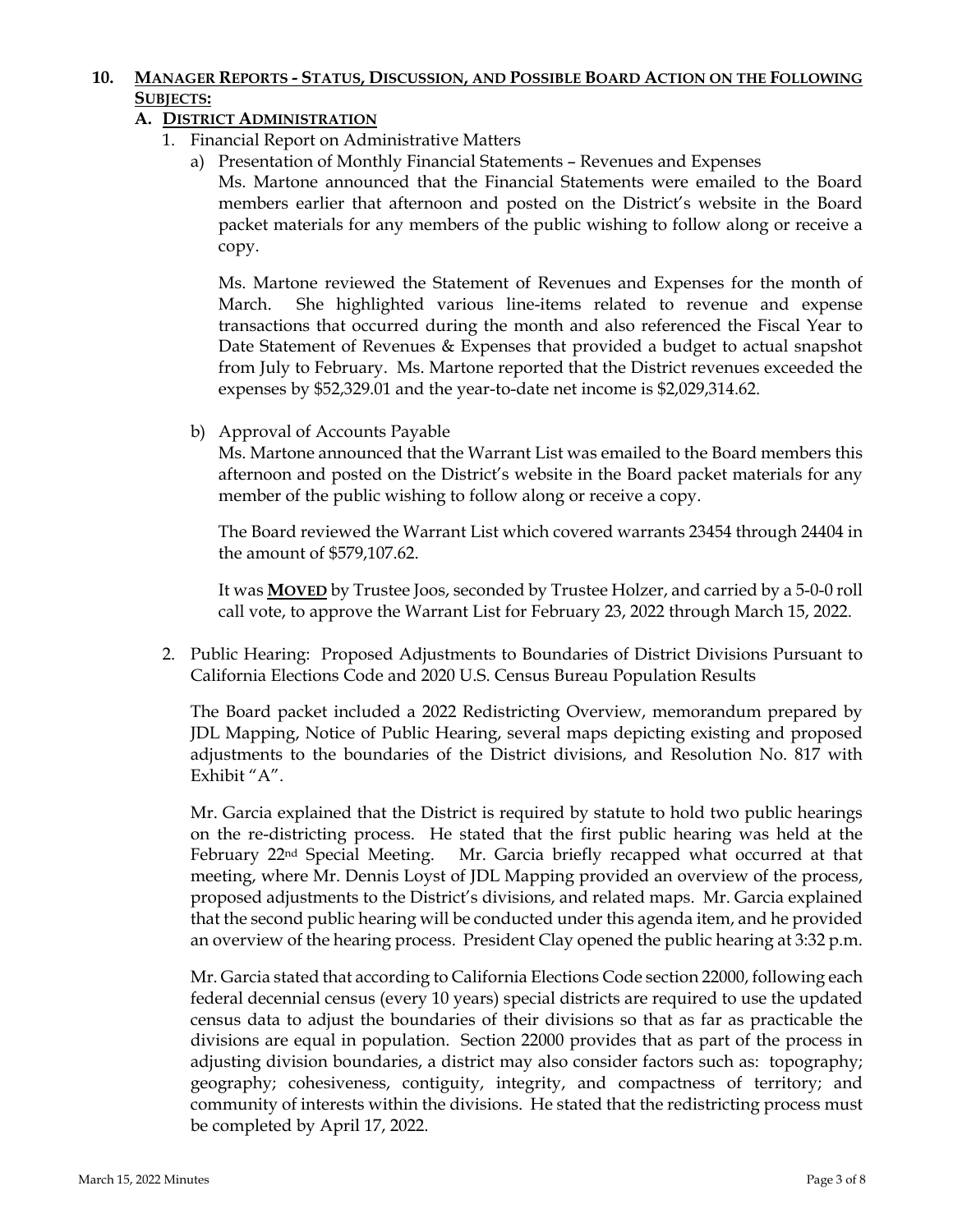## 10. **Manager Reports - Status, Discussion, and Possible Board Action on the Following Subjects:**

### A. **District Administration**

1. Financial Report on Administrative Matters

   a) Presentation of Monthly Financial Statements – Revenues and Expenses

   Ms. Martone announced that the Financial Statements were emailed to the Board members earlier that afternoon and posted on the District's website in the Board packet materials for any members of the public wishing to follow along or receive a copy.

   Ms. Martone reviewed the Statement of Revenues and Expenses for the month of March. She highlighted various line-items related to revenue and expense transactions that occurred during the month and also referenced the Fiscal Year to Date Statement of Revenues & Expenses that provided a budget to actual snapshot from July to February. Ms. Martone reported that the District revenues exceeded the expenses by $52,329.01 and the year-to-date net income is $2,029,314.62.

   b) Approval of Accounts Payable

   Ms. Martone announced that the Warrant List was emailed to the Board members this afternoon and posted on the District's website in the Board packet materials for any member of the public wishing to follow along or receive a copy.

   The Board reviewed the Warrant List which covered warrants 23454 through 24404 in the amount of $579,107.62.

   It was **MOVED** by Trustee Joos, seconded by Trustee Holzer, and carried by a 5-0-0 roll call vote, to approve the Warrant List for February 23, 2022 through March 15, 2022.

2. Public Hearing: Proposed Adjustments to Boundaries of District Divisions Pursuant to California Elections Code and 2020 U.S. Census Bureau Population Results

   The Board packet included a 2022 Redistricting Overview, memorandum prepared by JDL Mapping, Notice of Public Hearing, several maps depicting existing and proposed adjustments to the boundaries of the District divisions, and Resolution No. 817 with Exhibit "A".

   Mr. Garcia explained that the District is required by statute to hold two public hearings on the re-districting process. He stated that the first public hearing was held at the February 22nd Special Meeting. Mr. Garcia briefly recapped what occurred at that meeting, where Mr. Dennis Loyst of JDL Mapping provided an overview of the process, proposed adjustments to the District's divisions, and related maps. Mr. Garcia explained that the second public hearing will be conducted under this agenda item, and he provided an overview of the hearing process. President Clay opened the public hearing at 3:32 p.m.

   Mr. Garcia stated that according to California Elections Code section 22000, following each federal decennial census (every 10 years) special districts are required to use the updated census data to adjust the boundaries of their divisions so that as far as practicable the divisions are equal in population. Section 22000 provides that as part of the process in adjusting division boundaries, a district may also consider factors such as: topography; geography; cohesiveness, contiguity, integrity, and compactness of territory; and community of interests within the divisions. He stated that the redistricting process must be completed by April 17, 2022.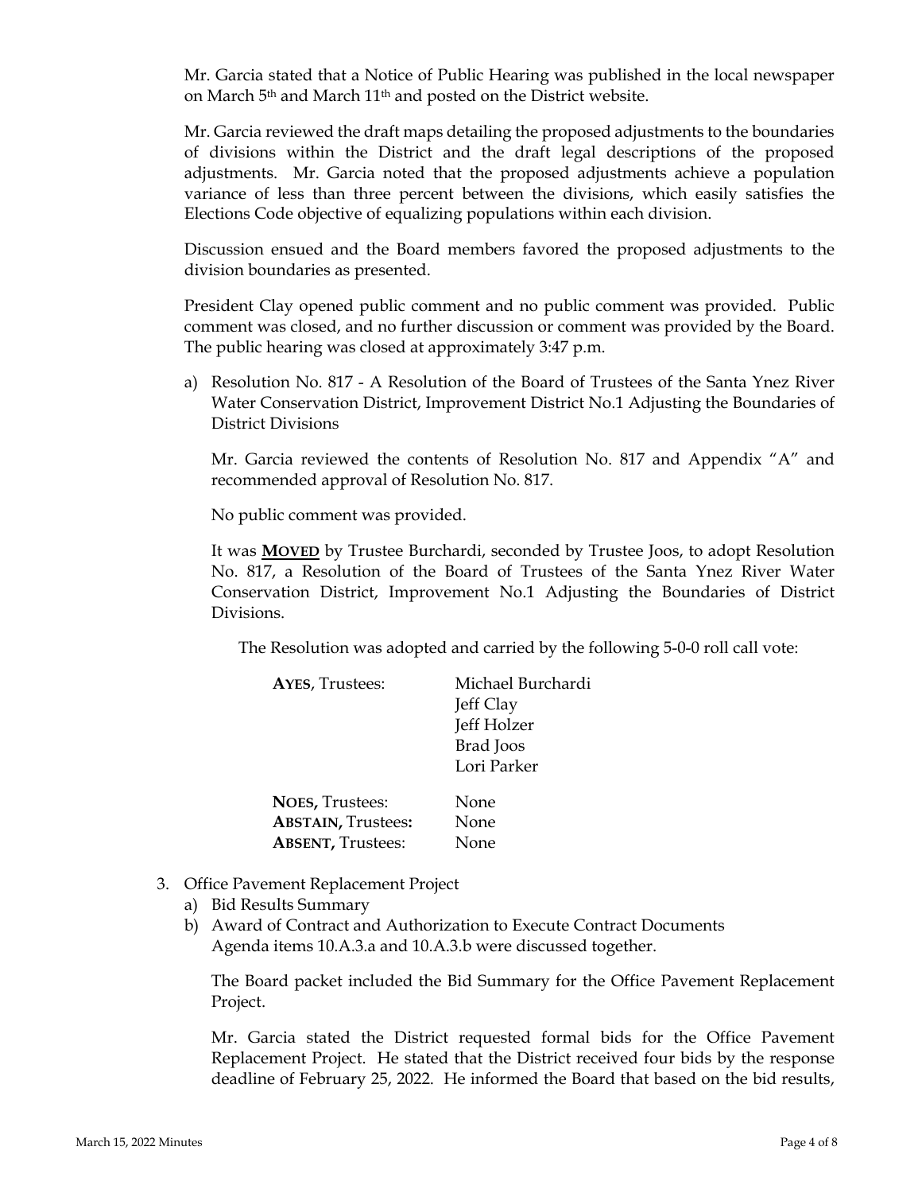Mr. Garcia stated that a Notice of Public Hearing was published in the local newspaper on March 5th and March 11th and posted on the District website.

Mr. Garcia reviewed the draft maps detailing the proposed adjustments to the boundaries of divisions within the District and the draft legal descriptions of the proposed adjustments. Mr. Garcia noted that the proposed adjustments achieve a population variance of less than three percent between the divisions, which easily satisfies the Elections Code objective of equalizing populations within each division.

Discussion ensued and the Board members favored the proposed adjustments to the division boundaries as presented.

President Clay opened public comment and no public comment was provided. Public comment was closed, and no further discussion or comment was provided by the Board. The public hearing was closed at approximately 3:47 p.m.

a) Resolution No. 817 - A Resolution of the Board of Trustees of the Santa Ynez River Water Conservation District, Improvement District No.1 Adjusting the Boundaries of District Divisions

   Mr. Garcia reviewed the contents of Resolution No. 817 and Appendix "A" and recommended approval of Resolution No. 817.

   No public comment was provided.

   It was **MOVED** by Trustee Burchardi, seconded by Trustee Joos, to adopt Resolution No. 817, a Resolution of the Board of Trustees of the Santa Ynez River Water Conservation District, Improvement No.1 Adjusting the Boundaries of District Divisions.

   The Resolution was adopted and carried by the following 5-0-0 roll call vote:

   **AYES**, Trustees: Michael Burchardi
   Jeff Clay
   Jeff Holzer
   Brad Joos
   Lori Parker

   **NOES,** Trustees: None
   **ABSTAIN,** Trustees**:** None
   **ABSENT,** Trustees: None

3. Office Pavement Replacement Project
   a) Bid Results Summary
   b) Award of Contract and Authorization to Execute Contract Documents
   Agenda items 10.A.3.a and 10.A.3.b were discussed together.

   The Board packet included the Bid Summary for the Office Pavement Replacement Project.

   Mr. Garcia stated the District requested formal bids for the Office Pavement Replacement Project. He stated that the District received four bids by the response deadline of February 25, 2022. He informed the Board that based on the bid results,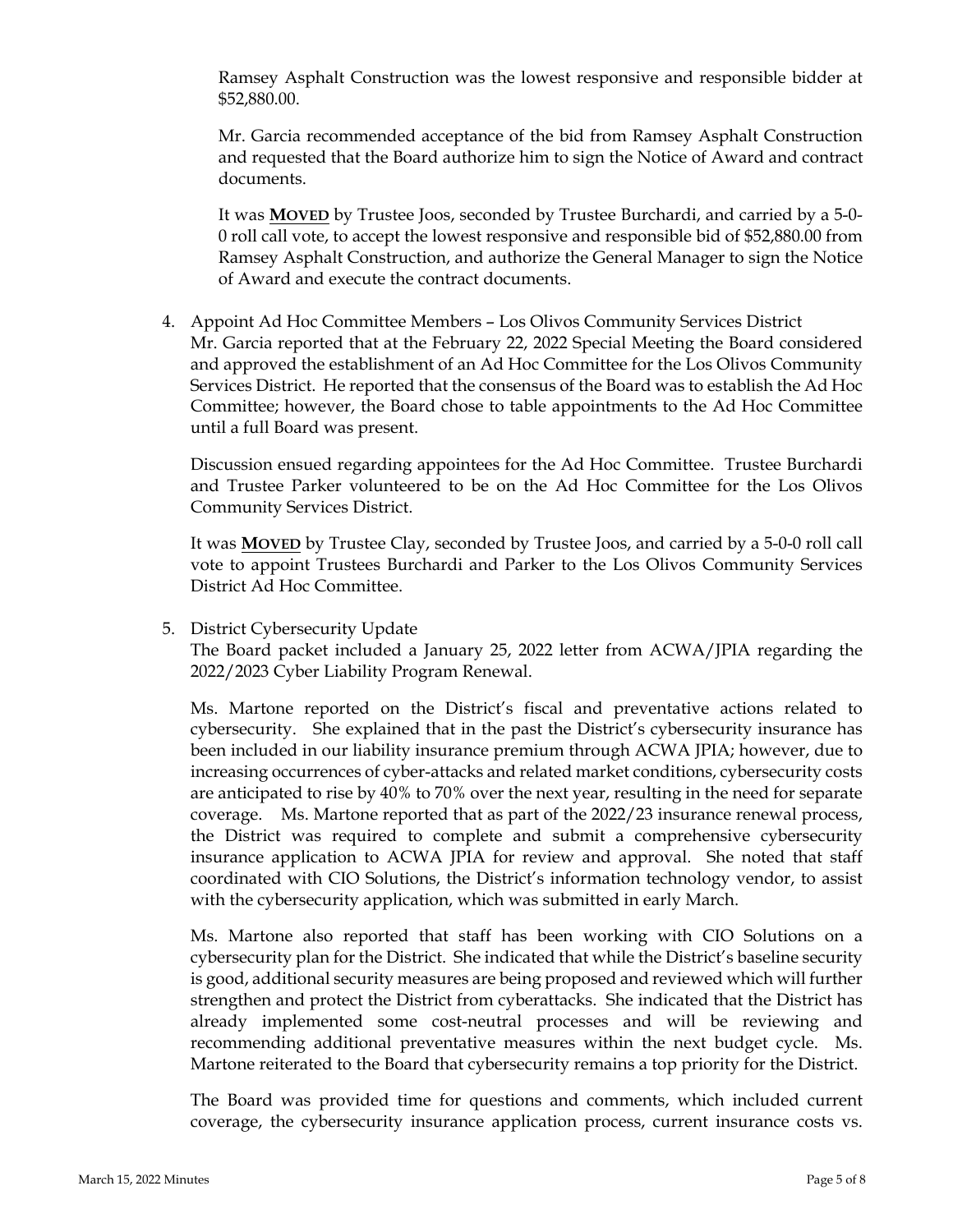Ramsey Asphalt Construction was the lowest responsive and responsible bidder at $52,880.00.

Mr. Garcia recommended acceptance of the bid from Ramsey Asphalt Construction and requested that the Board authorize him to sign the Notice of Award and contract documents.

It was **MOVED** by Trustee Joos, seconded by Trustee Burchardi, and carried by a 5-0-0 roll call vote, to accept the lowest responsive and responsible bid of $52,880.00 from Ramsey Asphalt Construction, and authorize the General Manager to sign the Notice of Award and execute the contract documents.

4. Appoint Ad Hoc Committee Members – Los Olivos Community Services District
   Mr. Garcia reported that at the February 22, 2022 Special Meeting the Board considered and approved the establishment of an Ad Hoc Committee for the Los Olivos Community Services District. He reported that the consensus of the Board was to establish the Ad Hoc Committee; however, the Board chose to table appointments to the Ad Hoc Committee until a full Board was present.

   Discussion ensued regarding appointees for the Ad Hoc Committee. Trustee Burchardi and Trustee Parker volunteered to be on the Ad Hoc Committee for the Los Olivos Community Services District.

   It was **MOVED** by Trustee Clay, seconded by Trustee Joos, and carried by a 5-0-0 roll call vote to appoint Trustees Burchardi and Parker to the Los Olivos Community Services District Ad Hoc Committee.

5. District Cybersecurity Update
   The Board packet included a January 25, 2022 letter from ACWA/JPIA regarding the 2022/2023 Cyber Liability Program Renewal.

   Ms. Martone reported on the District's fiscal and preventative actions related to cybersecurity. She explained that in the past the District's cybersecurity insurance has been included in our liability insurance premium through ACWA JPIA; however, due to increasing occurrences of cyber-attacks and related market conditions, cybersecurity costs are anticipated to rise by 40% to 70% over the next year, resulting in the need for separate coverage. Ms. Martone reported that as part of the 2022/23 insurance renewal process, the District was required to complete and submit a comprehensive cybersecurity insurance application to ACWA JPIA for review and approval. She noted that staff coordinated with CIO Solutions, the District's information technology vendor, to assist with the cybersecurity application, which was submitted in early March.

   Ms. Martone also reported that staff has been working with CIO Solutions on a cybersecurity plan for the District. She indicated that while the District's baseline security is good, additional security measures are being proposed and reviewed which will further strengthen and protect the District from cyberattacks. She indicated that the District has already implemented some cost-neutral processes and will be reviewing and recommending additional preventative measures within the next budget cycle. Ms. Martone reiterated to the Board that cybersecurity remains a top priority for the District.

   The Board was provided time for questions and comments, which included current coverage, the cybersecurity insurance application process, current insurance costs vs.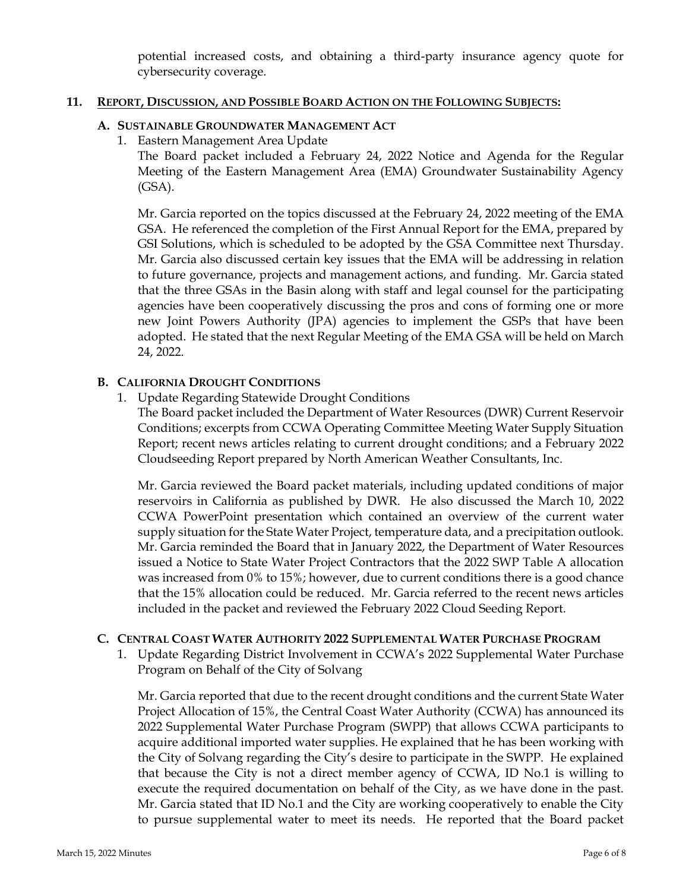potential increased costs, and obtaining a third-party insurance agency quote for cybersecurity coverage.

## 11. REPORT, DISCUSSION, AND POSSIBLE BOARD ACTION ON THE FOLLOWING SUBJECTS:

### A. SUSTAINABLE GROUNDWATER MANAGEMENT ACT

1. Eastern Management Area Update

   The Board packet included a February 24, 2022 Notice and Agenda for the Regular Meeting of the Eastern Management Area (EMA) Groundwater Sustainability Agency (GSA).

   Mr. Garcia reported on the topics discussed at the February 24, 2022 meeting of the EMA GSA. He referenced the completion of the First Annual Report for the EMA, prepared by GSI Solutions, which is scheduled to be adopted by the GSA Committee next Thursday. Mr. Garcia also discussed certain key issues that the EMA will be addressing in relation to future governance, projects and management actions, and funding. Mr. Garcia stated that the three GSAs in the Basin along with staff and legal counsel for the participating agencies have been cooperatively discussing the pros and cons of forming one or more new Joint Powers Authority (JPA) agencies to implement the GSPs that have been adopted. He stated that the next Regular Meeting of the EMA GSA will be held on March 24, 2022.

### B. CALIFORNIA DROUGHT CONDITIONS

1. Update Regarding Statewide Drought Conditions

   The Board packet included the Department of Water Resources (DWR) Current Reservoir Conditions; excerpts from CCWA Operating Committee Meeting Water Supply Situation Report; recent news articles relating to current drought conditions; and a February 2022 Cloudseeding Report prepared by North American Weather Consultants, Inc.

   Mr. Garcia reviewed the Board packet materials, including updated conditions of major reservoirs in California as published by DWR. He also discussed the March 10, 2022 CCWA PowerPoint presentation which contained an overview of the current water supply situation for the State Water Project, temperature data, and a precipitation outlook. Mr. Garcia reminded the Board that in January 2022, the Department of Water Resources issued a Notice to State Water Project Contractors that the 2022 SWP Table A allocation was increased from 0% to 15%; however, due to current conditions there is a good chance that the 15% allocation could be reduced. Mr. Garcia referred to the recent news articles included in the packet and reviewed the February 2022 Cloud Seeding Report.

### C. CENTRAL COAST WATER AUTHORITY 2022 SUPPLEMENTAL WATER PURCHASE PROGRAM

1. Update Regarding District Involvement in CCWA's 2022 Supplemental Water Purchase Program on Behalf of the City of Solvang

   Mr. Garcia reported that due to the recent drought conditions and the current State Water Project Allocation of 15%, the Central Coast Water Authority (CCWA) has announced its 2022 Supplemental Water Purchase Program (SWPP) that allows CCWA participants to acquire additional imported water supplies. He explained that he has been working with the City of Solvang regarding the City's desire to participate in the SWPP. He explained that because the City is not a direct member agency of CCWA, ID No.1 is willing to execute the required documentation on behalf of the City, as we have done in the past. Mr. Garcia stated that ID No.1 and the City are working cooperatively to enable the City to pursue supplemental water to meet its needs. He reported that the Board packet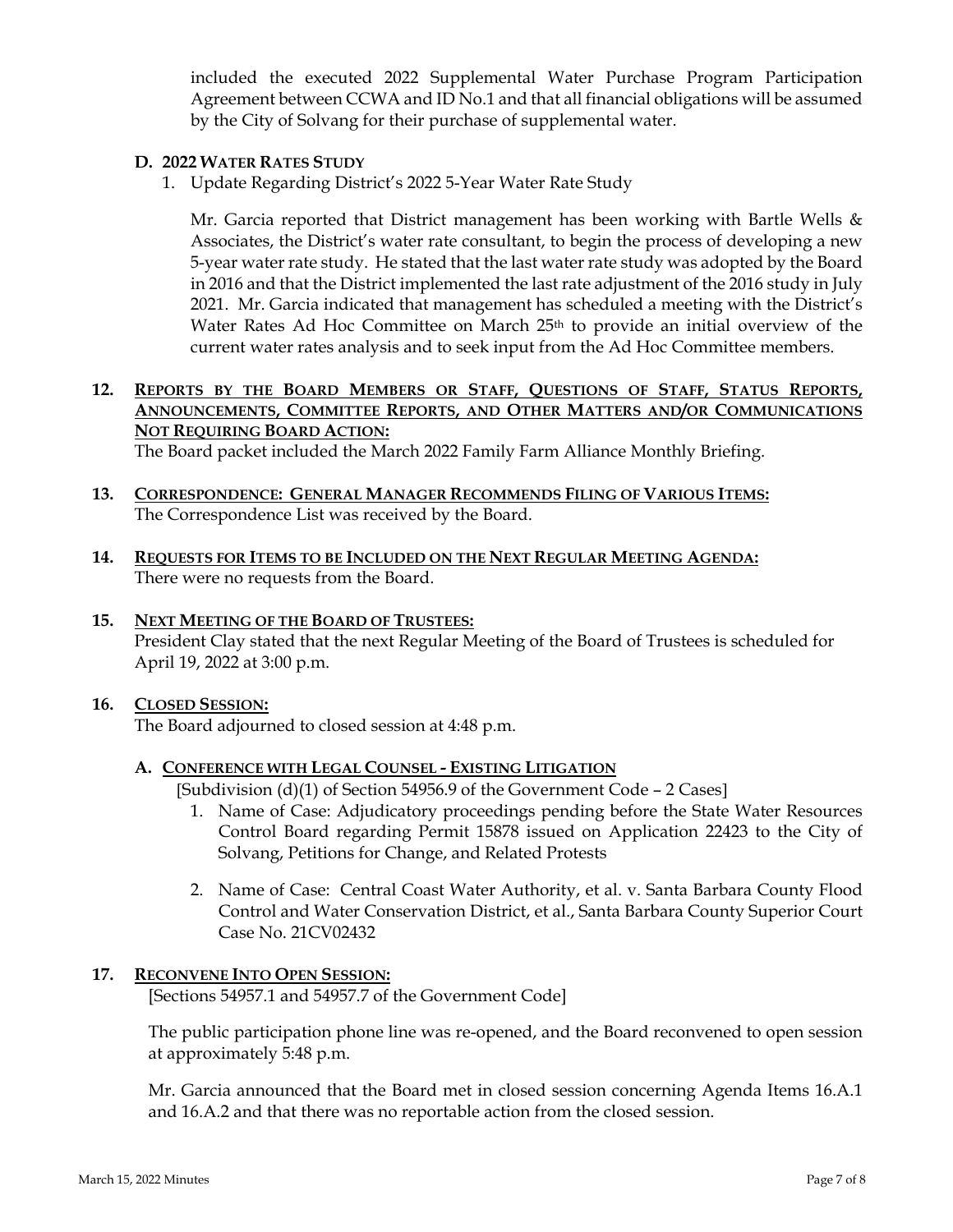included the executed 2022 Supplemental Water Purchase Program Participation Agreement between CCWA and ID No.1 and that all financial obligations will be assumed by the City of Solvang for their purchase of supplemental water.

**D. 2022 WATER RATES STUDY**

1. Update Regarding District's 2022 5-Year Water Rate Study

   Mr. Garcia reported that District management has been working with Bartle Wells & Associates, the District's water rate consultant, to begin the process of developing a new 5-year water rate study. He stated that the last water rate study was adopted by the Board in 2016 and that the District implemented the last rate adjustment of the 2016 study in July 2021. Mr. Garcia indicated that management has scheduled a meeting with the District's Water Rates Ad Hoc Committee on March 25th to provide an initial overview of the current water rates analysis and to seek input from the Ad Hoc Committee members.

**12. REPORTS BY THE BOARD MEMBERS OR STAFF, QUESTIONS OF STAFF, STATUS REPORTS, ANNOUNCEMENTS, COMMITTEE REPORTS, AND OTHER MATTERS AND/OR COMMUNICATIONS NOT REQUIRING BOARD ACTION:**

The Board packet included the March 2022 Family Farm Alliance Monthly Briefing.

**13. CORRESPONDENCE: GENERAL MANAGER RECOMMENDS FILING OF VARIOUS ITEMS:**

The Correspondence List was received by the Board.

**14. REQUESTS FOR ITEMS TO BE INCLUDED ON THE NEXT REGULAR MEETING AGENDA:**

There were no requests from the Board.

**15. NEXT MEETING OF THE BOARD OF TRUSTEES:**

President Clay stated that the next Regular Meeting of the Board of Trustees is scheduled for April 19, 2022 at 3:00 p.m.

**16. CLOSED SESSION:**

The Board adjourned to closed session at 4:48 p.m.

**A. CONFERENCE WITH LEGAL COUNSEL - EXISTING LITIGATION**

[Subdivision (d)(1) of Section 54956.9 of the Government Code – 2 Cases]

1. Name of Case: Adjudicatory proceedings pending before the State Water Resources Control Board regarding Permit 15878 issued on Application 22423 to the City of Solvang, Petitions for Change, and Related Protests

2. Name of Case: Central Coast Water Authority, et al. v. Santa Barbara County Flood Control and Water Conservation District, et al., Santa Barbara County Superior Court Case No. 21CV02432

**17. RECONVENE INTO OPEN SESSION:**

[Sections 54957.1 and 54957.7 of the Government Code]

The public participation phone line was re-opened, and the Board reconvened to open session at approximately 5:48 p.m.

Mr. Garcia announced that the Board met in closed session concerning Agenda Items 16.A.1 and 16.A.2 and that there was no reportable action from the closed session.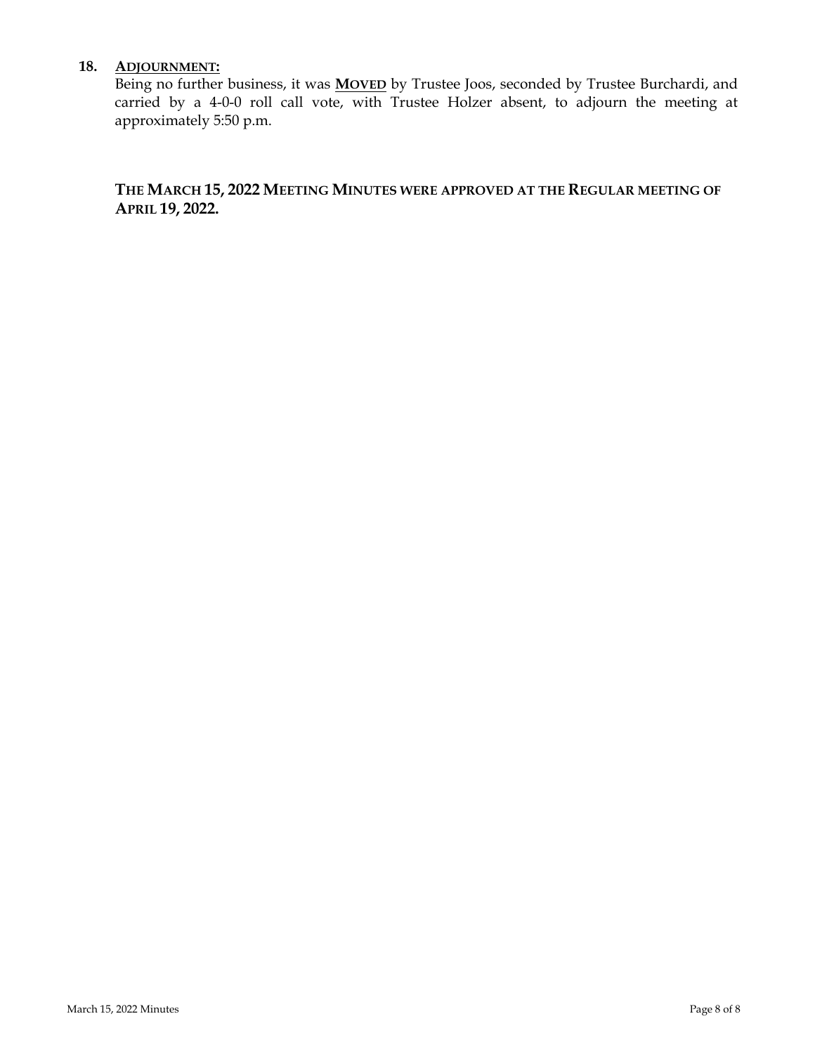**18. ADJOURNMENT:**

Being no further business, it was **MOVED** by Trustee Joos, seconded by Trustee Burchardi, and carried by a 4-0-0 roll call vote, with Trustee Holzer absent, to adjourn the meeting at approximately 5:50 p.m.

**THE MARCH 15, 2022 MEETING MINUTES WERE APPROVED AT THE REGULAR MEETING OF APRIL 19, 2022.**